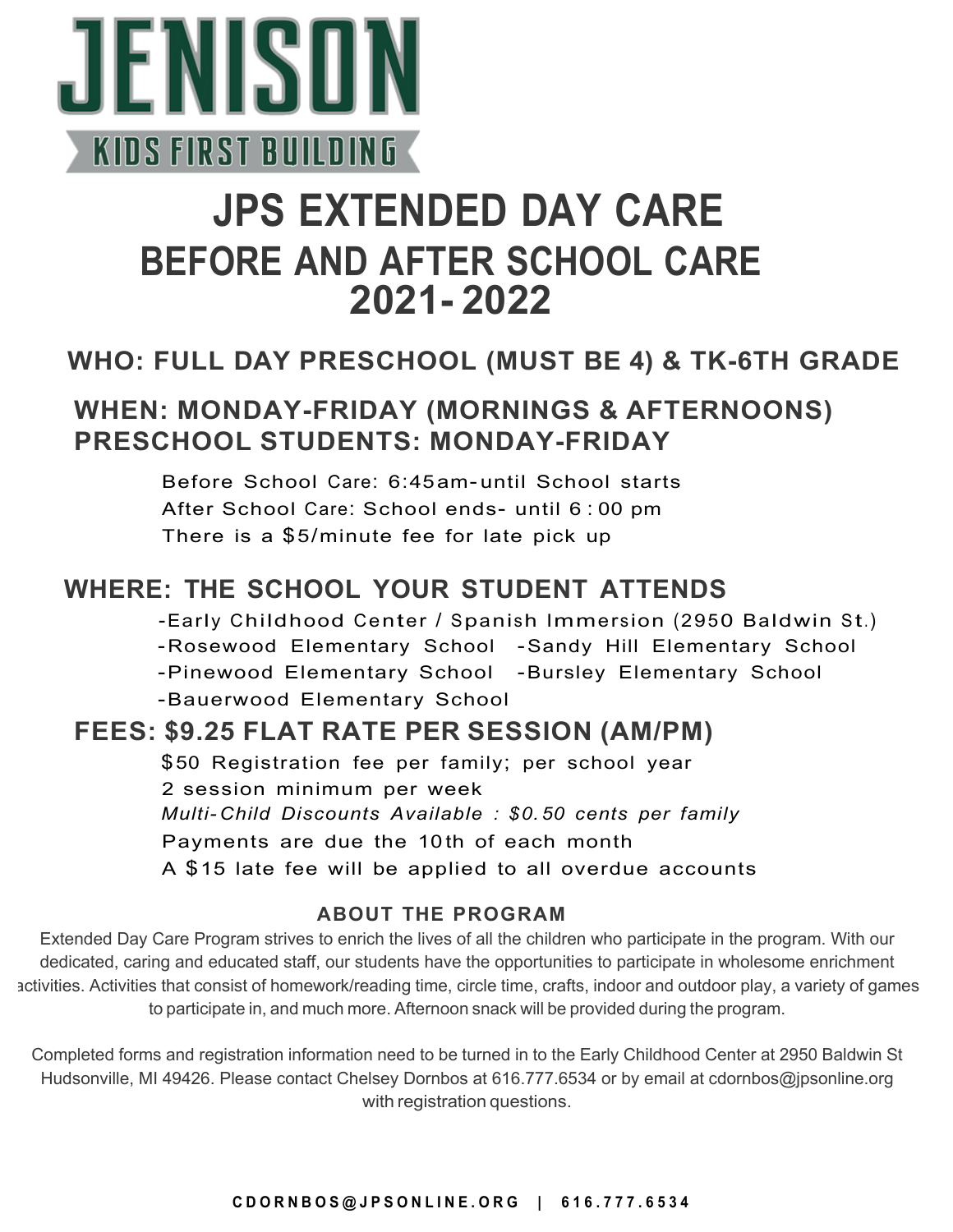# JENISON

KIDS FIRST BUILDING

# JPS EXTENDED DAY CARE

## BEFORE AND AFTER SCHOOL CARE

## 2021- 2022

### WHO: FULL DAY PRESCHOOL (MUST BE 4) & TK-6TH GRADE

### WHEN: MONDAY-FRIDAY (MORNINGS & AFTERNOONS)

### PRESCHOOL STUDENTS: MONDAY-FRIDAY

Before School Care: 6:45am-until School starts

After School Care: School ends- until 6 : 00 pm

There is a $5/minute fee for late pick up

### WHERE: THE SCHOOL YOUR STUDENT ATTENDS

- Early Childhood Center / Spanish Immersion (2950 Baldwin St.)
- Rosewood Elementary School
- Sandy Hill Elementary School
- Pinewood Elementary School
- Bursley Elementary School
- Bauerwood Elementary School

### FEES: $9.25 FLAT RATE PER SESSION (AM/PM)

$50 Registration fee per family; per school year

2 session minimum per week

*Multi-Child Discounts Available : $0.50 cents per family*

Payments are due the 10th of each month

A $15 late fee will be applied to all overdue accounts

**ABOUT THE PROGRAM**

Extended Day Care Program strives to enrich the lives of all the children who participate in the program. With our dedicated, caring and educated staff, our students have the opportunities to participate in wholesome enrichment activities. Activities that consist of homework/reading time, circle time, crafts, indoor and outdoor play, a variety of games to participate in, and much more. Afternoon snack will be provided during the program.

Completed forms and registration information need to be turned in to the Early Childhood Center at 2950 Baldwin St Hudsonville, MI 49426. Please contact Chelsey Dornbos at 616.777.6534 or by email at cdornbos@jpsonline.org with registration questions.

**CDORNBOS@JPSONLINE.ORG | 616.777.6534**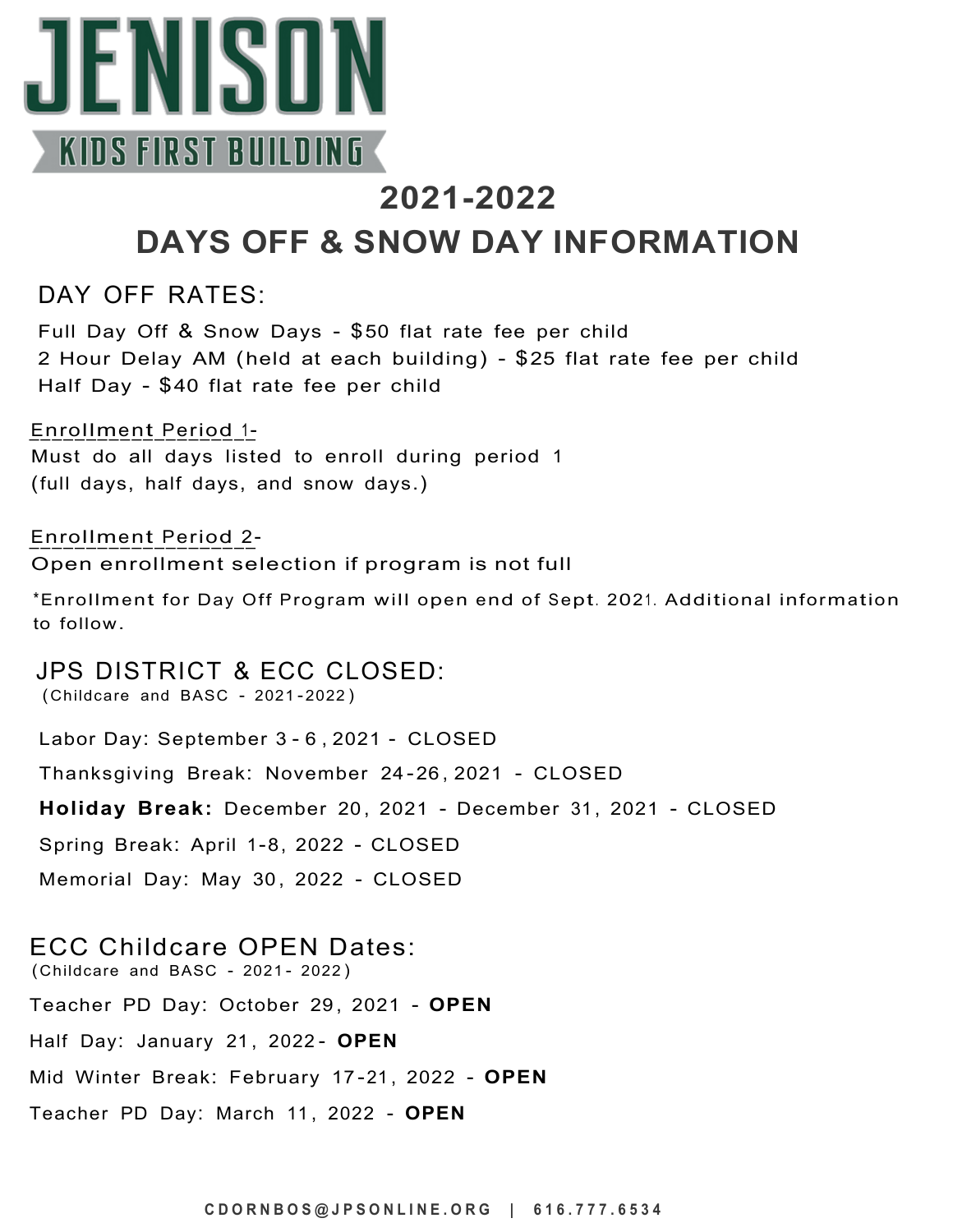# JENISON

KIDS FIRST BUILDING

## 2021-2022

## DAYS OFF & SNOW DAY INFORMATION

### DAY OFF RATES:

Full Day Off & Snow Days - $50 flat rate fee per child
2 Hour Delay AM (held at each building) - $25 flat rate fee per child
Half Day - $40 flat rate fee per child

Enrollment Period 1-
Must do all days listed to enroll during period 1
(full days, half days, and snow days.)

Enrollment Period 2-
Open enrollment selection if program is not full

*Enrollment for Day Off Program will open end of Sept. 2021. Additional information to follow.

### JPS DISTRICT & ECC CLOSED:

(Childcare and BASC - 2021-2022)

Labor Day: September 3 - 6, 2021 - CLOSED

Thanksgiving Break: November 24-26, 2021 - CLOSED

**Holiday Break:** December 20, 2021 - December 31, 2021 - CLOSED

Spring Break: April 1-8, 2022 - CLOSED

Memorial Day: May 30, 2022 - CLOSED

### ECC Childcare OPEN Dates:

(Childcare and BASC - 2021- 2022)

Teacher PD Day: October 29, 2021 - **OPEN**

Half Day: January 21, 2022- **OPEN**

Mid Winter Break: February 17-21, 2022 - **OPEN**

Teacher PD Day: March 11, 2022 - **OPEN**

CDORNBOS@JPSONLINE.ORG | 616.777.6534